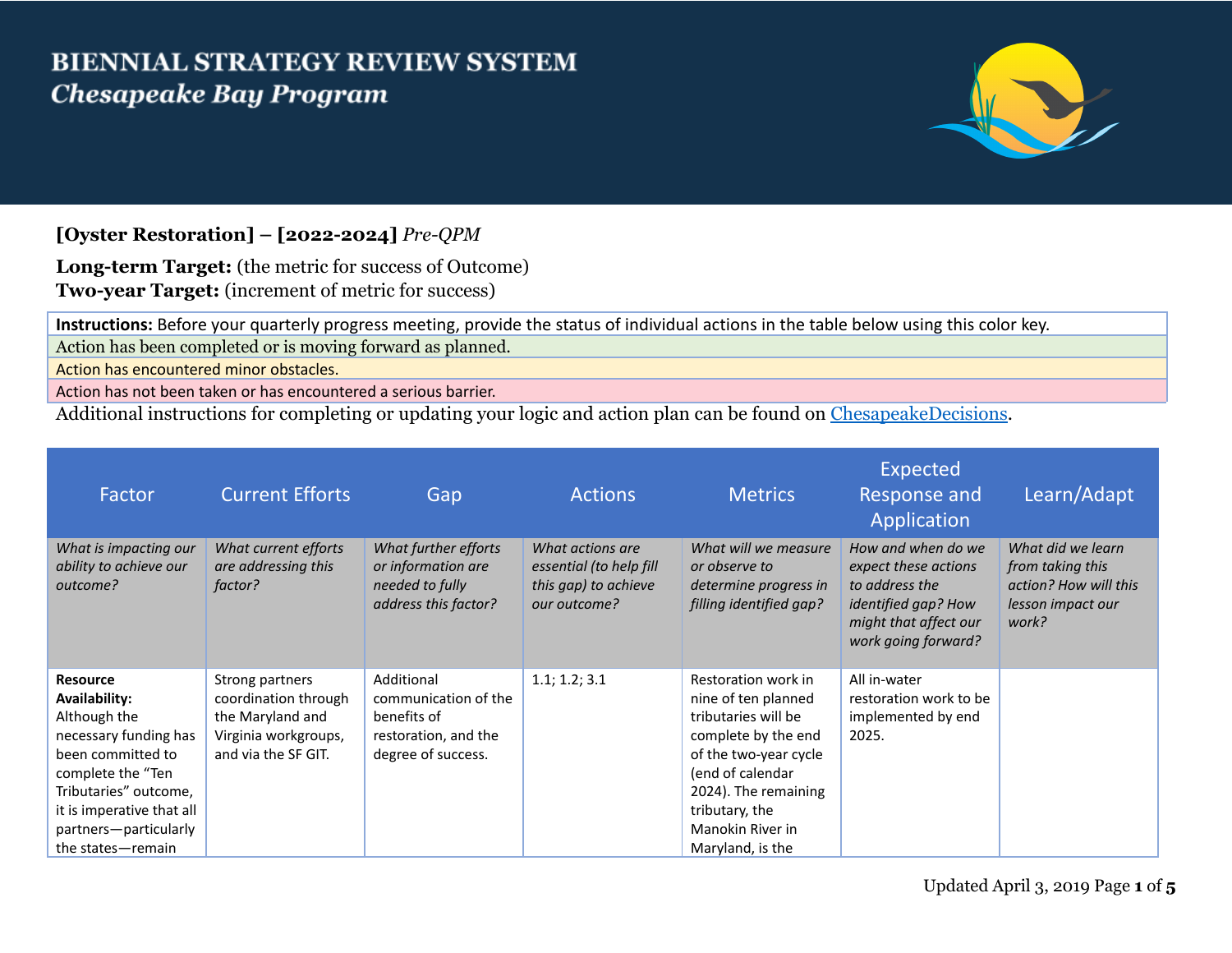# BIENNIAL STRATEGY REVIEW SYSTEM
## *Chesapeake Bay Program*

**[Oyster Restoration] – [2022-2024]** *Pre-QPM*

**Long-term Target:** (the metric for success of Outcome)
**Two-year Target:** (increment of metric for success)

| **Instructions:** Before your quarterly progress meeting, provide the status of individual actions in the table below using this color key. |
|---|
| Action has been completed or is moving forward as planned. |
| Action has encountered minor obstacles. |
| Action has not been taken or has encountered a serious barrier. |

Additional instructions for completing or updating your logic and action plan can be found on ChesapeakeDecisions.

| Factor | Current Efforts | Gap | Actions | Metrics | Expected Response and Application | Learn/Adapt |
|---|---|---|---|---|---|---|
| *What is impacting our ability to achieve our outcome?* | *What current efforts are addressing this factor?* | *What further efforts or information are needed to fully address this factor?* | *What actions are essential (to help fill this gap) to achieve our outcome?* | *What will we measure or observe to determine progress in filling identified gap?* | *How and when do we expect these actions to address the identified gap? How might that affect our work going forward?* | *What did we learn from taking this action? How will this lesson impact our work?* |
| **Resource Availability:** Although the necessary funding has been committed to complete the "Ten Tributaries" outcome, it is imperative that all partners—particularly the states—remain | Strong partners coordination through the Maryland and Virginia workgroups, and via the SF GIT. | Additional communication of the benefits of restoration, and the degree of success. | 1.1; 1.2; 3.1 | Restoration work in nine of ten planned tributaries will be complete by the end of the two-year cycle (end of calendar 2024). The remaining tributary, the Manokin River in Maryland, is the | All in-water restoration work to be implemented by end 2025. | |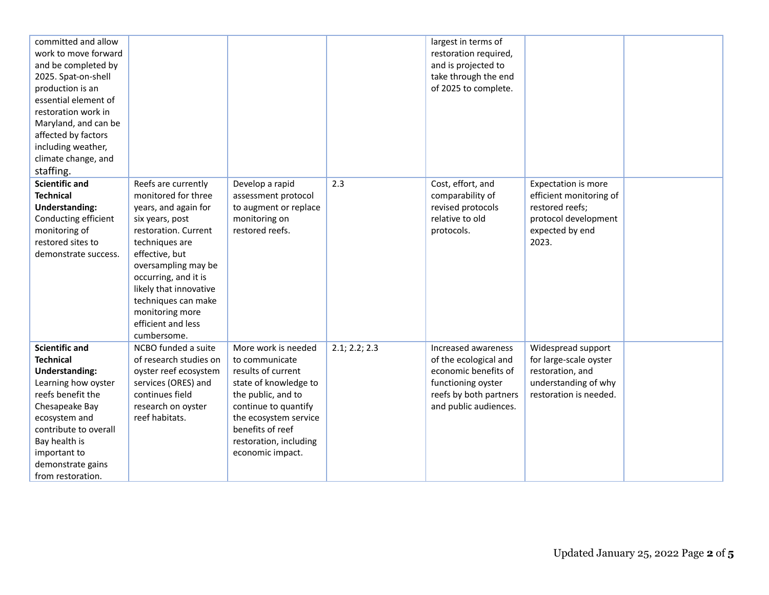| | | | | | | |
|---|---|---|---|---|---|---|
| committed and allow work to move forward and be completed by 2025. Spat-on-shell production is an essential element of restoration work in Maryland, and can be affected by factors including weather, climate change, and staffing. | | | | largest in terms of restoration required, and is projected to take through the end of 2025 to complete. | | |
| **Scientific and Technical Understanding:** Conducting efficient monitoring of restored sites to demonstrate success. | Reefs are currently monitored for three years, and again for six years, post restoration. Current techniques are effective, but oversampling may be occurring, and it is likely that innovative techniques can make monitoring more efficient and less cumbersome. | Develop a rapid assessment protocol to augment or replace monitoring on restored reefs. | 2.3 | Cost, effort, and comparability of revised protocols relative to old protocols. | Expectation is more efficient monitoring of restored reefs; protocol development expected by end 2023. | |
| **Scientific and Technical Understanding:** Learning how oyster reefs benefit the Chesapeake Bay ecosystem and contribute to overall Bay health is important to demonstrate gains from restoration. | NCBO funded a suite of research studies on oyster reef ecosystem services (ORES) and continues field research on oyster reef habitats. | More work is needed to communicate results of current state of knowledge to the public, and to continue to quantify the ecosystem service benefits of reef restoration, including economic impact. | 2.1; 2.2; 2.3 | Increased awareness of the ecological and economic benefits of functioning oyster reefs by both partners and public audiences. | Widespread support for large-scale oyster restoration, and understanding of why restoration is needed. | |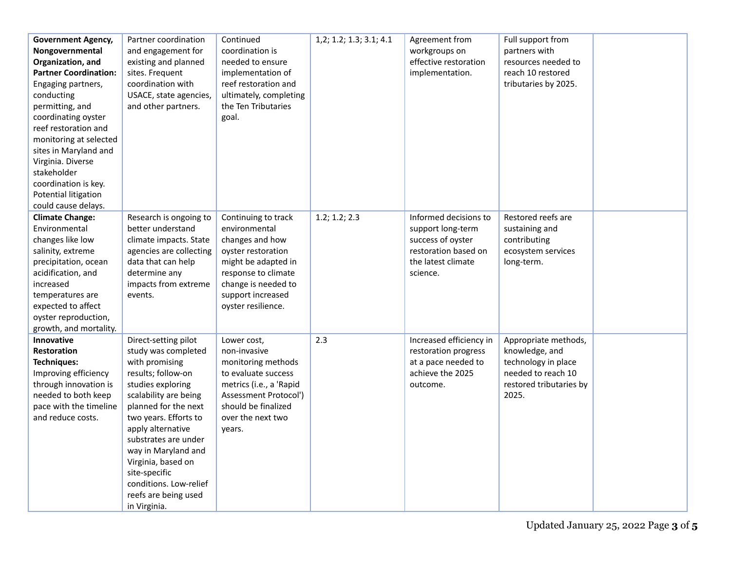| | | | | | | |
|---|---|---|---|---|---|---|
| **Government Agency, Nongovernmental Organization, and Partner Coordination:** Engaging partners, conducting permitting, and coordinating oyster reef restoration and monitoring at selected sites in Maryland and Virginia. Diverse stakeholder coordination is key. Potential litigation could cause delays. | Partner coordination and engagement for existing and planned sites. Frequent coordination with USACE, state agencies, and other partners. | Continued coordination is needed to ensure implementation of reef restoration and ultimately, completing the Ten Tributaries goal. | 1,2; 1.2; 1.3; 3.1; 4.1 | Agreement from workgroups on effective restoration implementation. | Full support from partners with resources needed to reach 10 restored tributaries by 2025. | |
| **Climate Change:** Environmental changes like low salinity, extreme precipitation, ocean acidification, and increased temperatures are expected to affect oyster reproduction, growth, and mortality. | Research is ongoing to better understand climate impacts. State agencies are collecting data that can help determine any impacts from extreme events. | Continuing to track environmental changes and how oyster restoration might be adapted in response to climate change is needed to support increased oyster resilience. | 1.2; 1.2; 2.3 | Informed decisions to support long-term success of oyster restoration based on the latest climate science. | Restored reefs are sustaining and contributing ecosystem services long-term. | |
| **Innovative Restoration Techniques:** Improving efficiency through innovation is needed to both keep pace with the timeline and reduce costs. | Direct-setting pilot study was completed with promising results; follow-on studies exploring scalability are being planned for the next two years. Efforts to apply alternative substrates are under way in Maryland and Virginia, based on site-specific conditions. Low-relief reefs are being used in Virginia. | Lower cost, non-invasive monitoring methods to evaluate success metrics (i.e., a 'Rapid Assessment Protocol') should be finalized over the next two years. | 2.3 | Increased efficiency in restoration progress at a pace needed to achieve the 2025 outcome. | Appropriate methods, knowledge, and technology in place needed to reach 10 restored tributaries by 2025. | |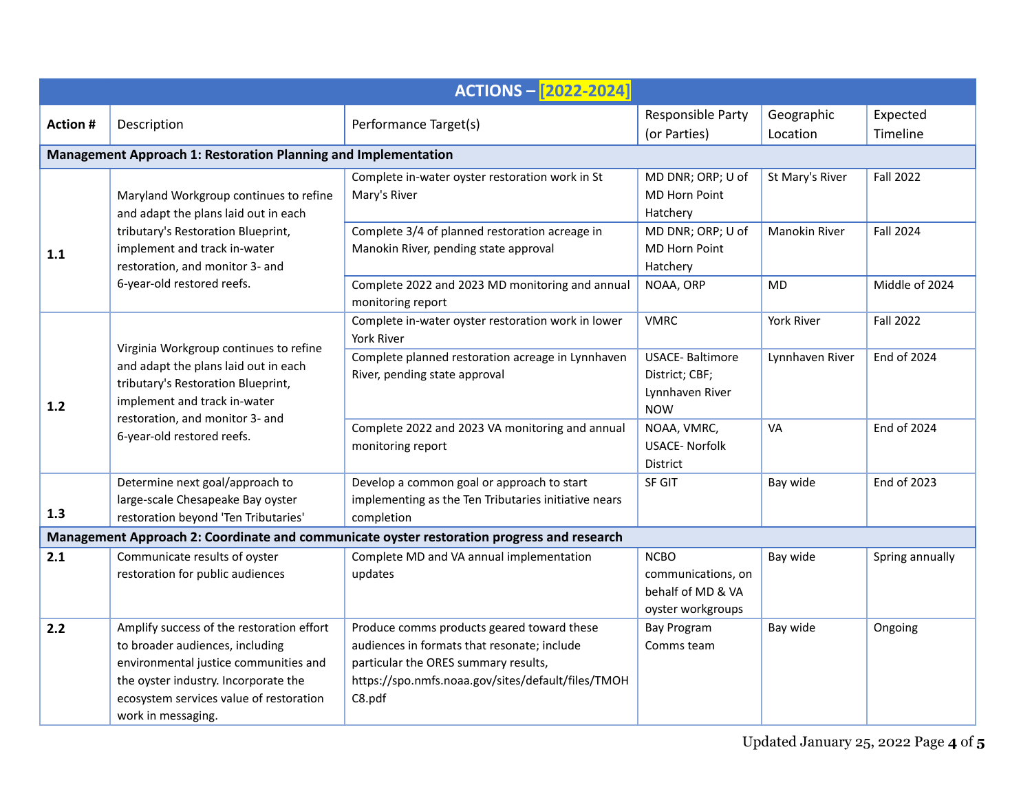| ACTIONS – [2022-2024] | | | | | |
|---|---|---|---|---|---|
| **Action #** | Description | Performance Target(s) | Responsible Party (or Parties) | Geographic Location | Expected Timeline |
| **Management Approach 1: Restoration Planning and Implementation** | | | | | |
| **1.1** | Maryland Workgroup continues to refine and adapt the plans laid out in each tributary's Restoration Blueprint, implement and track in-water restoration, and monitor 3- and 6-year-old restored reefs. | Complete in-water oyster restoration work in St Mary's River | MD DNR; ORP; U of MD Horn Point Hatchery | St Mary's River | Fall 2022 |
| | | Complete 3/4 of planned restoration acreage in Manokin River, pending state approval | MD DNR; ORP; U of MD Horn Point Hatchery | Manokin River | Fall 2024 |
| | | Complete 2022 and 2023 MD monitoring and annual monitoring report | NOAA, ORP | MD | Middle of 2024 |
| **1.2** | Virginia Workgroup continues to refine and adapt the plans laid out in each tributary's Restoration Blueprint, implement and track in-water restoration, and monitor 3- and 6-year-old restored reefs. | Complete in-water oyster restoration work in lower York River | VMRC | York River | Fall 2022 |
| | | Complete planned restoration acreage in Lynnhaven River, pending state approval | USACE- Baltimore District; CBF; Lynnhaven River NOW | Lynnhaven River | End of 2024 |
| | | Complete 2022 and 2023 VA monitoring and annual monitoring report | NOAA, VMRC, USACE- Norfolk District | VA | End of 2024 |
| **1.3** | Determine next goal/approach to large-scale Chesapeake Bay oyster restoration beyond 'Ten Tributaries' | Develop a common goal or approach to start implementing as the Ten Tributaries initiative nears completion | SF GIT | Bay wide | End of 2023 |
| **Management Approach 2: Coordinate and communicate oyster restoration progress and research** | | | | | |
| **2.1** | Communicate results of oyster restoration for public audiences | Complete MD and VA annual implementation updates | NCBO communications, on behalf of MD & VA oyster workgroups | Bay wide | Spring annually |
| **2.2** | Amplify success of the restoration effort to broader audiences, including environmental justice communities and the oyster industry. Incorporate the ecosystem services value of restoration work in messaging. | Produce comms products geared toward these audiences in formats that resonate; include particular the ORES summary results, https://spo.nmfs.noaa.gov/sites/default/files/TMOHC8.pdf | Bay Program Comms team | Bay wide | Ongoing |

Updated January 25, 2022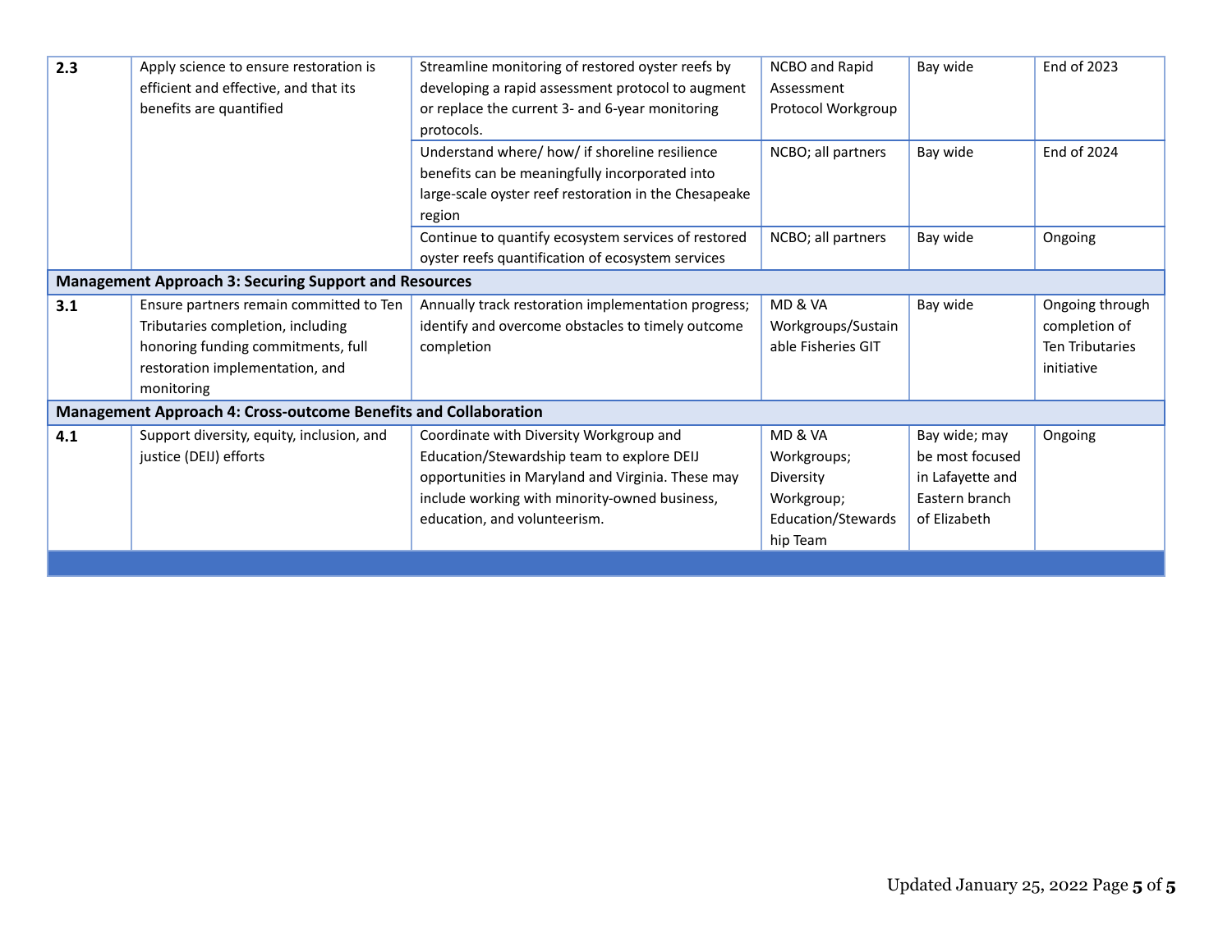| | | | | | |
|---|---|---|---|---|---|
| **2.3** | Apply science to ensure restoration is efficient and effective, and that its benefits are quantified | Streamline monitoring of restored oyster reefs by developing a rapid assessment protocol to augment or replace the current 3- and 6-year monitoring protocols. | NCBO and Rapid Assessment Protocol Workgroup | Bay wide | End of 2023 |
| | | Understand where/ how/ if shoreline resilience benefits can be meaningfully incorporated into large-scale oyster reef restoration in the Chesapeake region | NCBO; all partners | Bay wide | End of 2024 |
| | | Continue to quantify ecosystem services of restored oyster reefs quantification of ecosystem services | NCBO; all partners | Bay wide | Ongoing |
| **Management Approach 3: Securing Support and Resources** | | | | | |
| **3.1** | Ensure partners remain committed to Ten Tributaries completion, including honoring funding commitments, full restoration implementation, and monitoring | Annually track restoration implementation progress; identify and overcome obstacles to timely outcome completion | MD & VA Workgroups/Sustainable Fisheries GIT | Bay wide | Ongoing through completion of Ten Tributaries initiative |
| **Management Approach 4: Cross-outcome Benefits and Collaboration** | | | | | |
| **4.1** | Support diversity, equity, inclusion, and justice (DEIJ) efforts | Coordinate with Diversity Workgroup and Education/Stewardship team to explore DEIJ opportunities in Maryland and Virginia. These may include working with minority-owned business, education, and volunteerism. | MD & VA Workgroups; Diversity Workgroup; Education/Stewardship Team | Bay wide; may be most focused in Lafayette and Eastern branch of Elizabeth | Ongoing |

Updated January 25, 2022